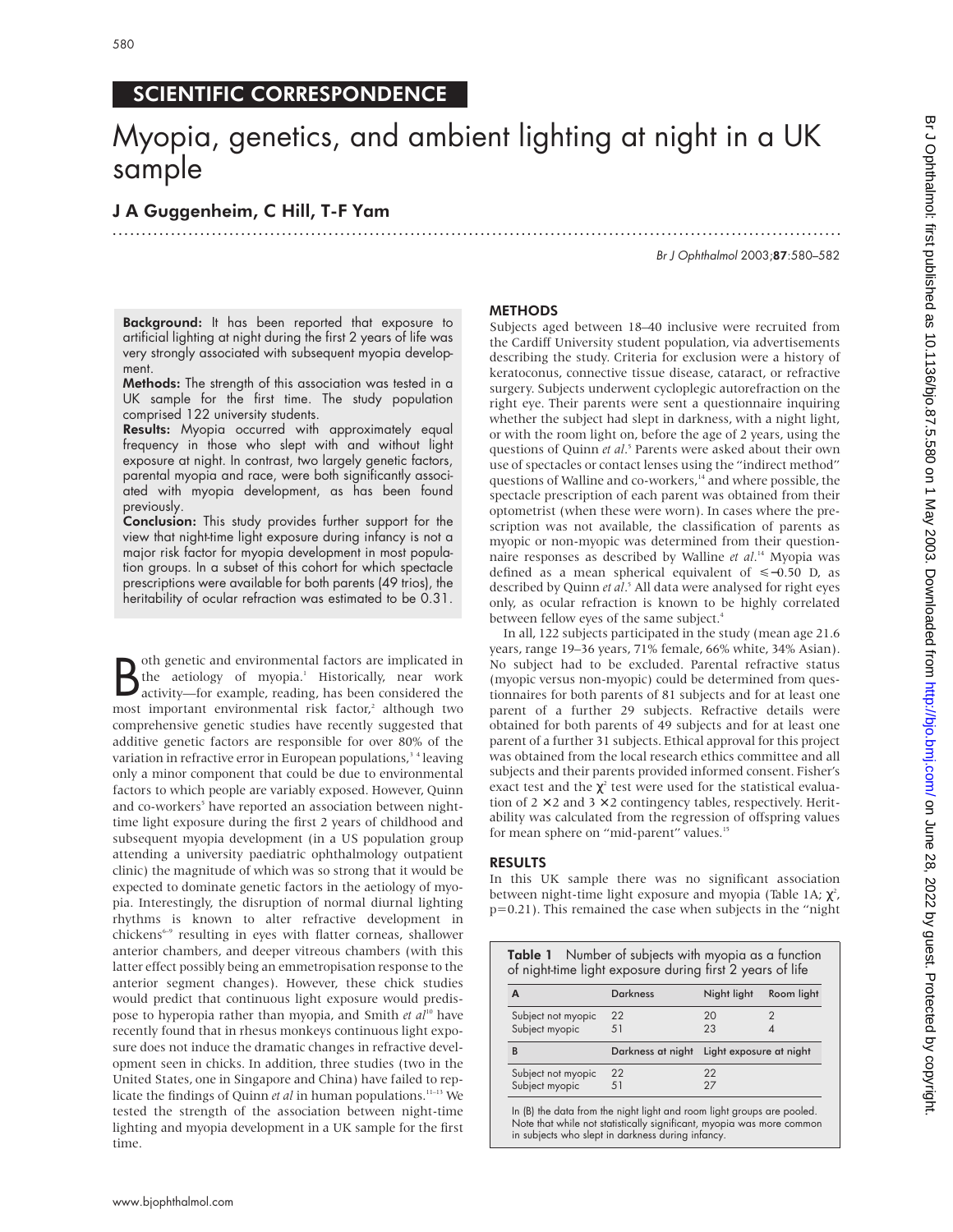SCIENTIFIC CORRESPONDENCE

# Myopia, genetics, and ambient lighting at night in a UK sample

**J A Guggenheim, C Hill, T-F Yam**

**Background:** It has been reported that exposure to artificial lighting at night during the first 2 years of life was very strongly associated with subsequent myopia development.

**Methods:** The strength of this association was tested in a UK sample for the first time. The study population comprised 122 university students.

**Results:** Myopia occurred with approximately equal frequency in those who slept with and without light exposure at night. In contrast, two largely genetic factors, parental myopia and race, were both significantly associated with myopia development, as has been found previously.

**Conclusion:** This study provides further support for the view that night-time light exposure during infancy is not a major risk factor for myopia development in most population groups. In a subset of this cohort for which spectacle prescriptions were available for both parents (49 trios), the heritability of ocular refraction was estimated to be 0.31.

Both genetic and environmental factors are implicated in the aetiology of myopia.[1] Historically, near work activity—for example, reading, has been considered the most important environmental risk factor,[2] although two comprehensive genetic studies have recently suggested that additive genetic factors are responsible for over 80% of the variation in refractive error in European populations,[3 4] leaving only a minor component that could be due to environmental factors to which people are variably exposed. However, Quinn and co-workers[5] have reported an association between night-time light exposure during the first 2 years of childhood and subsequent myopia development (in a US population group attending a university paediatric ophthalmology outpatient clinic) the magnitude of which was so strong that it would be expected to dominate genetic factors in the aetiology of myopia. Interestingly, the disruption of normal diurnal lighting rhythms is known to alter refractive development in chickens[6–9] resulting in eyes with flatter corneas, shallower anterior chambers, and deeper vitreous chambers (with this latter effect possibly being an emmetropisation response to the anterior segment changes). However, these chick studies would predict that continuous light exposure would predispose to hyperopia rather than myopia, and Smith *et al*[10] have recently found that in rhesus monkeys continuous light exposure does not induce the dramatic changes in refractive development seen in chicks. In addition, three studies (two in the United States, one in Singapore and China) have failed to replicate the findings of Quinn *et al* in human populations.[11–13] We tested the strength of the association between night-time lighting and myopia development in a UK sample for the first time.

## METHODS

Subjects aged between 18–40 inclusive were recruited from the Cardiff University student population, via advertisements describing the study. Criteria for exclusion were a history of keratoconus, connective tissue disease, cataract, or refractive surgery. Subjects underwent cycloplegic autorefraction on the right eye. Their parents were sent a questionnaire inquiring whether the subject had slept in darkness, with a night light, or with the room light on, before the age of 2 years, using the questions of Quinn *et al*.[5] Parents were asked about their own use of spectacles or contact lenses using the "indirect method" questions of Walline and co-workers,[14] and where possible, the spectacle prescription of each parent was obtained from their optometrist (when these were worn). In cases where the prescription was not available, the classification of parents as myopic or non-myopic was determined from their questionnaire responses as described by Walline *et al*.[14] Myopia was defined as a mean spherical equivalent of $\leqslant -0.50$ D, as described by Quinn *et al*.[5] All data were analysed for right eyes only, as ocular refraction is known to be highly correlated between fellow eyes of the same subject.[4]

In all, 122 subjects participated in the study (mean age 21.6 years, range 19–36 years, 71% female, 66% white, 34% Asian). No subject had to be excluded. Parental refractive status (myopic versus non-myopic) could be determined from questionnaires for both parents of 81 subjects and for at least one parent of a further 29 subjects. Refractive details were obtained for both parents of 49 subjects and for at least one parent of a further 31 subjects. Ethical approval for this project was obtained from the local research ethics committee and all subjects and their parents provided informed consent. Fisher's exact test and the $\chi^2$ test were used for the statistical evaluation of $2 \times 2$ and $3 \times 2$ contingency tables, respectively. Heritability was calculated from the regression of offspring values for mean sphere on "mid-parent" values.[15]

## RESULTS

In this UK sample there was no significant association between night-time light exposure and myopia (Table 1A; $\chi^2$, p=0.21). This remained the case when subjects in the "night

**Table 1** Number of subjects with myopia as a function of night-time light exposure during first 2 years of life

| A | Darkness | Night light | Room light |
|---|---|---|---|
| Subject not myopic | 22 | 20 | 2 |
| Subject myopic | 51 | 23 | 4 |

| B | Darkness at night | Light exposure at night |
|---|---|---|
| Subject not myopic | 22 | 22 |
| Subject myopic | 51 | 27 |

In (B) the data from the night light and room light groups are pooled. Note that while not statistically significant, myopia was more common in subjects who slept in darkness during infancy.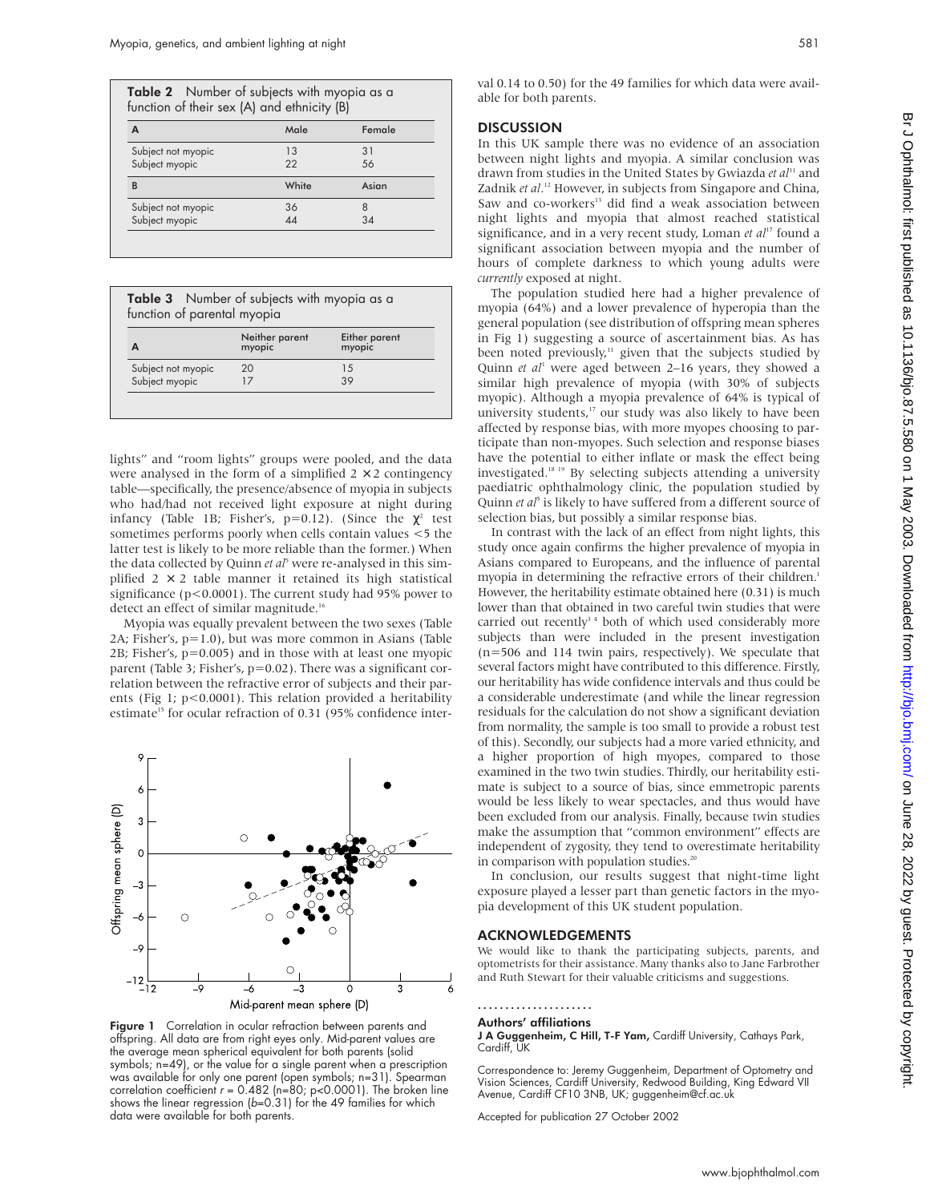**Table 2** Number of subjects with myopia as a function of their sex (A) and ethnicity (B)

| A | Male | Female |
|---|---|---|
| Subject not myopic | 13 | 31 |
| Subject myopic | 22 | 56 |
| **B** | **White** | **Asian** |
| Subject not myopic | 36 | 8 |
| Subject myopic | 44 | 34 |

**Table 3** Number of subjects with myopia as a function of parental myopia

| A | Neither parent myopic | Either parent myopic |
|---|---|---|
| Subject not myopic | 20 | 15 |
| Subject myopic | 17 | 39 |

lights" and "room lights" groups were pooled, and the data were analysed in the form of a simplified 2 × 2 contingency table—specifically, the presence/absence of myopia in subjects who had/had not received light exposure at night during infancy (Table 1B; Fisher's, $p=0.12$). (Since the $\chi^2$ test sometimes performs poorly when cells contain values <5 the latter test is likely to be more reliable than the former.) When the data collected by Quinn *et al*[5] were re-analysed in this simplified 2 × 2 table manner it retained its high statistical significance ($p<0.0001$). The current study had 95% power to detect an effect of similar magnitude.[16]

Myopia was equally prevalent between the two sexes (Table 2A; Fisher's, $p=1.0$), but was more common in Asians (Table 2B; Fisher's, $p=0.005$) and in those with at least one myopic parent (Table 3; Fisher's, $p=0.02$). There was a significant correlation between the refractive error of subjects and their parents (Fig 1; $p<0.0001$). This relation provided a heritability estimate[15] for ocular refraction of 0.31 (95% confidence interval 0.14 to 0.50) for the 49 families for which data were available for both parents.

**Figure 1** Correlation in ocular refraction between parents and offspring. All data are from right eyes only. Mid-parent values are the average mean spherical equivalent for both parents (solid symbols; n=49), or the value for a single parent when a prescription was available for only one parent (open symbols; n=31). Spearman correlation coefficient $r = 0.482$ ($n=80$; $p<0.0001$). The broken line shows the linear regression ($b=0.31$) for the 49 families for which data were available for both parents.

## DISCUSSION

In this UK sample there was no evidence of an association between night lights and myopia. A similar conclusion was drawn from studies in the United States by Gwiazda *et al*[11] and Zadnik *et al*.[12] However, in subjects from Singapore and China, Saw and co-workers[13] did find a weak association between night lights and myopia that almost reached statistical significance, and in a very recent study, Loman *et al*[17] found a significant association between myopia and the number of hours of complete darkness to which young adults were *currently* exposed at night.

The population studied here had a higher prevalence of myopia (64%) and a lower prevalence of hyperopia than the general population (see distribution of offspring mean spheres in Fig 1) suggesting a source of ascertainment bias. As has been noted previously,[11] given that the subjects studied by Quinn *et al*[1] were aged between 2–16 years, they showed a similar high prevalence of myopia (with 30% of subjects myopic). Although a myopia prevalence of 64% is typical of university students,[17] our study was also likely to have been affected by response bias, with more myopes choosing to participate than non-myopes. Such selection and response biases have the potential to either inflate or mask the effect being investigated.[18,19] By selecting subjects attending a university paediatric ophthalmology clinic, the population studied by Quinn *et al*[5] is likely to have suffered from a different source of selection bias, but possibly a similar response bias.

In contrast with the lack of an effect from night lights, this study once again confirms the higher prevalence of myopia in Asians compared to Europeans, and the influence of parental myopia in determining the refractive errors of their children.[1] However, the heritability estimate obtained here (0.31) is much lower than that obtained in two careful twin studies that were carried out recently[3,4] both of which used considerably more subjects than were included in the present investigation (n=506 and 114 twin pairs, respectively). We speculate that several factors might have contributed to this difference. Firstly, our heritability has wide confidence intervals and thus could be a considerable underestimate (and while the linear regression residuals for the calculation do not show a significant deviation from normality, the sample is too small to provide a robust test of this). Secondly, our subjects had a more varied ethnicity, and a higher proportion of high myopes, compared to those examined in the two twin studies. Thirdly, our heritability estimate is subject to a source of bias, since emmetropic parents would be less likely to wear spectacles, and thus would have been excluded from our analysis. Finally, because twin studies make the assumption that "common environment" effects are independent of zygosity, they tend to overestimate heritability in comparison with population studies.[20]

In conclusion, our results suggest that night-time light exposure played a lesser part than genetic factors in the myopia development of this UK student population.

## ACKNOWLEDGEMENTS

We would like to thank the participating subjects, parents, and optometrists for their assistance. Many thanks also to Jane Farbrother and Ruth Stewart for their valuable criticisms and suggestions.

### Authors' affiliations

**J A Guggenheim, C Hill, T-F Yam,** Cardiff University, Cathays Park, Cardiff, UK

Correspondence to: Jeremy Guggenheim, Department of Optometry and Vision Sciences, Cardiff University, Redwood Building, King Edward VII Avenue, Cardiff CF10 3NB, UK; guggenheim@cf.ac.uk

Accepted for publication 27 October 2002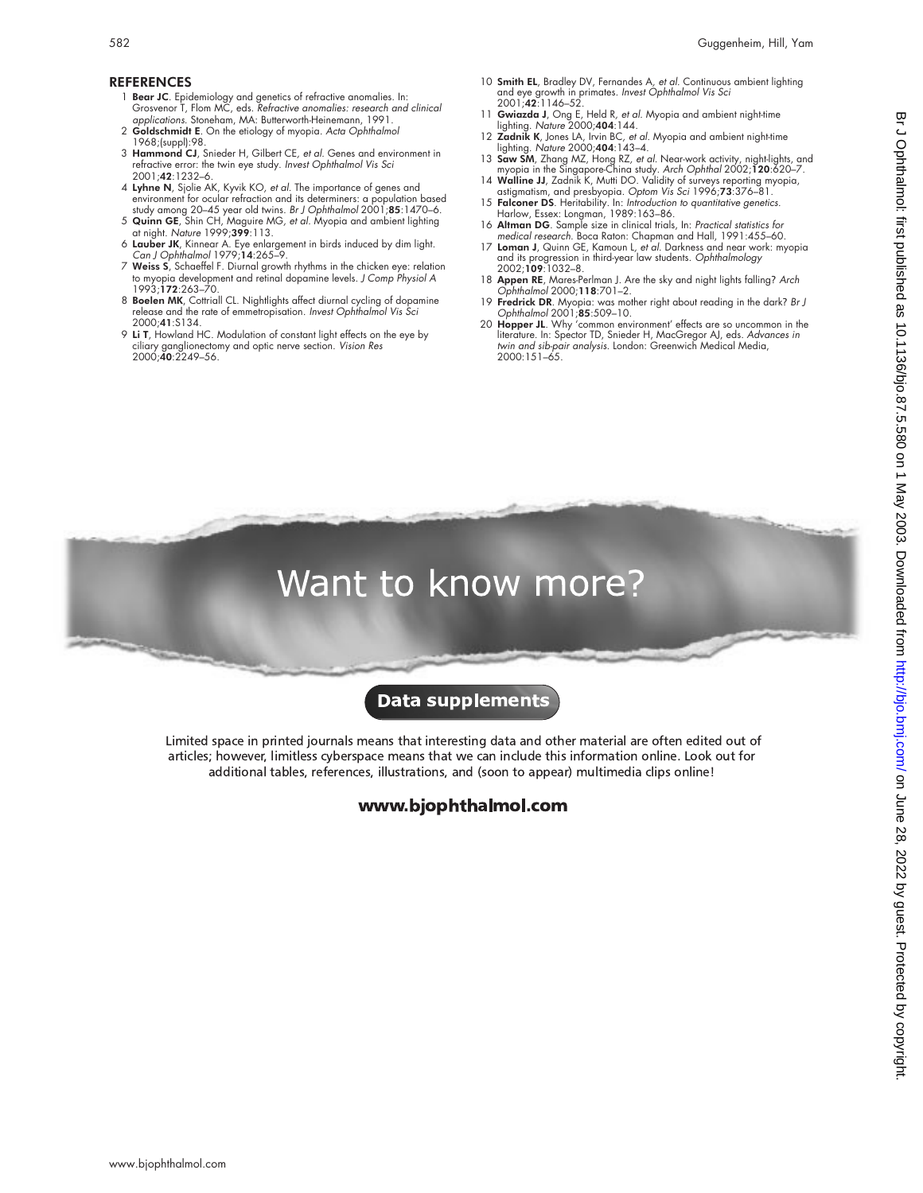## REFERENCES

1. **Bear JC**. Epidemiology and genetics of refractive anomalies. In: Grosvenor T, Flom MC, eds. *Refractive anomalies: research and clinical applications*. Stoneham, MA: Butterworth-Heinemann, 1991.
2. **Goldschmidt E**. On the etiology of myopia. *Acta Ophthalmol* 1968;(suppl):98.
3. **Hammond CJ**, Snieder H, Gilbert CE, *et al*. Genes and environment in refractive error: the twin eye study. *Invest Ophthalmol Vis Sci* 2001;**42**:1232–6.
4. **Lyhne N**, Sjolie AK, Kyvik KO, *et al*. The importance of genes and environment for ocular refraction and its determiners: a population based study among 20–45 year old twins. *Br J Ophthalmol* 2001;**85**:1470–6.
5. **Quinn GE**, Shin CH, Maguire MG, *et al*. Myopia and ambient lighting at night. *Nature* 1999;**399**:113.
6. **Lauber JK**, Kinnear A. Eye enlargement in birds induced by dim light. *Can J Ophthalmol* 1979;**14**:265–9.
7. **Weiss S**, Schaeffel F. Diurnal growth rhythms in the chicken eye: relation to myopia development and retinal dopamine levels. *J Comp Physiol A* 1993;**172**:263–70.
8. **Boelen MK**, Cottriall CL. Nightlights affect diurnal cycling of dopamine release and the rate of emmetropisation. *Invest Ophthalmol Vis Sci* 2000;**41**:S134.
9. **Li T**, Howland HC. Modulation of constant light effects on the eye by ciliary ganglionectomy and optic nerve section. *Vision Res* 2000;**40**:2249–56.
10. **Smith EL**, Bradley DV, Fernandes A, *et al*. Continuous ambient lighting and eye growth in primates. *Invest Ophthalmol Vis Sci* 2001;**42**:1146–52.
11. **Gwiazda J**, Ong E, Held R, *et al*. Myopia and ambient night-time lighting. *Nature* 2000;**404**:144.
12. **Zadnik K**, Jones LA, Irvin BC, *et al*. Myopia and ambient night-time lighting. *Nature* 2000;**404**:143–4.
13. **Saw SM**, Zhang MZ, Hong RZ, *et al*. Near-work activity, night-lights, and myopia in the Singapore-China study. *Arch Ophthal* 2002;**120**:620–7.
14. **Walline JJ**, Zadnik K, Mutti DO. Validity of surveys reporting myopia, astigmatism, and presbyopia. *Optom Vis Sci* 1996;**73**:376–81.
15. **Falconer DS**. Heritability. In: *Introduction to quantitative genetics*. Harlow, Essex: Longman, 1989:163–86.
16. **Altman DG**. Sample size in clinical trials, In: *Practical statistics for medical research*. Boca Raton: Chapman and Hall, 1991:455–60.
17. **Loman J**, Quinn GE, Kamoun L, *et al*. Darkness and near work: myopia and its progression in third-year law students. *Ophthalmology* 2002;**109**:1032–8.
18. **Appen RE**, Mares-Perlman J. Are the sky and night lights falling? *Arch Ophthalmol* 2000;**118**:701–2.
19. **Fredrick DR**. Myopia: was mother right about reading in the dark? *Br J Ophthalmol* 2001;**85**:509–10.
20. **Hopper JL**. Why 'common environment' effects are so uncommon in the literature. In: Spector TD, Snieder H, MacGregor AJ, eds. *Advances in twin and sib-pair analysis*. London: Greenwich Medical Media, 2000:151–65.

Want to know more?

**Data supplements**

Limited space in printed journals means that interesting data and other material are often edited out of articles; however, limitless cyberspace means that we can include this information online. Look out for additional tables, references, illustrations, and (soon to appear) multimedia clips online!

**www.bjophthalmol.com**